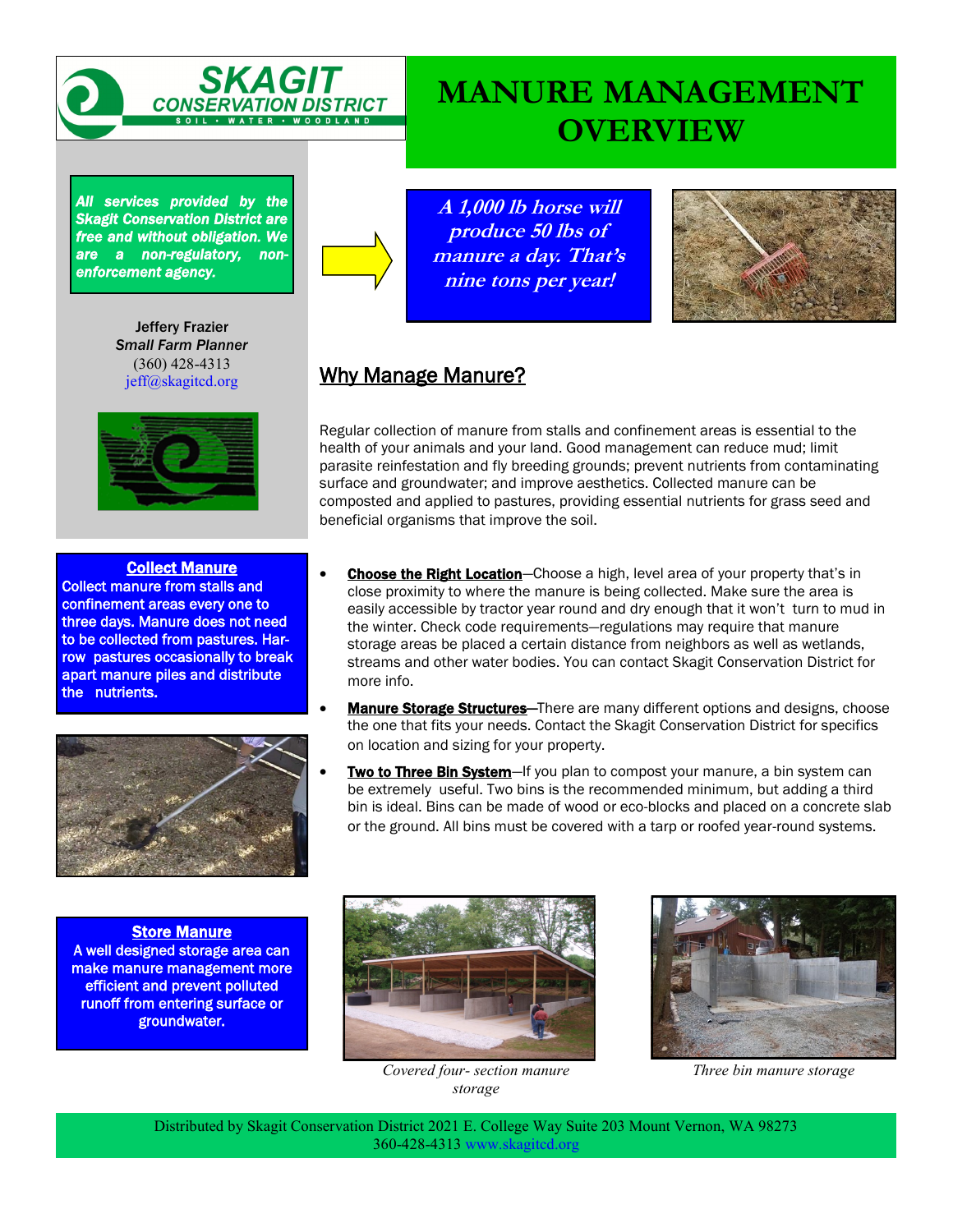# MANURE MANAGEMENT OVERVIEW

SKAGIT CONSERVATION DISTRICT
SOIL • WATER • WOODLAND

***All services provided by the Skagit Conservation District are free and without obligation. We are a non-regulatory, non-enforcement agency.***

Jeffery Frazier
*Small Farm Planner*
(360) 428-4313
jeff@skagitcd.org

***A 1,000 lb horse will produce 50 lbs of manure a day. That's nine tons per year!***

## Why Manage Manure?

Regular collection of manure from stalls and confinement areas is essential to the health of your animals and your land. Good management can reduce mud; limit parasite reinfestation and fly breeding grounds; prevent nutrients from contaminating surface and groundwater; and improve aesthetics. Collected manure can be composted and applied to pastures, providing essential nutrients for grass seed and beneficial organisms that improve the soil.

### Collect Manure

**Collect manure from stalls and confinement areas every one to three days. Manure does not need to be collected from pastures. Harrow pastures occasionally to break apart manure piles and distribute the nutrients.**

- **Choose the Right Location**—Choose a high, level area of your property that's in close proximity to where the manure is being collected. Make sure the area is easily accessible by tractor year round and dry enough that it won't turn to mud in the winter. Check code requirements—regulations may require that manure storage areas be placed a certain distance from neighbors as well as wetlands, streams and other water bodies. You can contact Skagit Conservation District for more info.
- **Manure Storage Structures**—There are many different options and designs, choose the one that fits your needs. Contact the Skagit Conservation District for specifics on location and sizing for your property.
- **Two to Three Bin System**—If you plan to compost your manure, a bin system can be extremely useful. Two bins is the recommended minimum, but adding a third bin is ideal. Bins can be made of wood or eco-blocks and placed on a concrete slab or the ground. All bins must be covered with a tarp or roofed year-round systems.

### Store Manure

**A well designed storage area can make manure management more efficient and prevent polluted runoff from entering surface or groundwater.**

*Covered four- section manure storage*

*Three bin manure storage*

Distributed by Skagit Conservation District 2021 E. College Way Suite 203 Mount Vernon, WA 98273
360-428-4313 www.skagitcd.org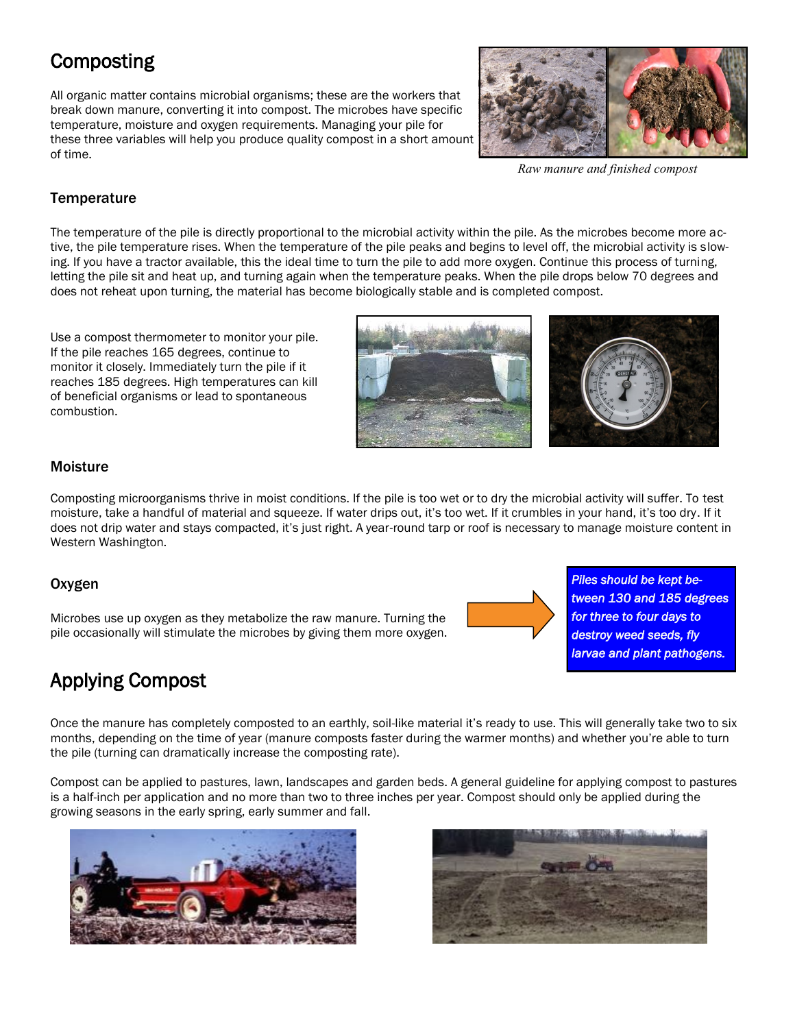## Composting

All organic matter contains microbial organisms; these are the workers that break down manure, converting it into compost. The microbes have specific temperature, moisture and oxygen requirements. Managing your pile for these three variables will help you produce quality compost in a short amount of time.

*Raw manure and finished compost*

### Temperature

The temperature of the pile is directly proportional to the microbial activity within the pile. As the microbes become more active, the pile temperature rises. When the temperature of the pile peaks and begins to level off, the microbial activity is slowing. If you have a tractor available, this the ideal time to turn the pile to add more oxygen. Continue this process of turning, letting the pile sit and heat up, and turning again when the temperature peaks. When the pile drops below 70 degrees and does not reheat upon turning, the material has become biologically stable and is completed compost.

Use a compost thermometer to monitor your pile. If the pile reaches 165 degrees, continue to monitor it closely. Immediately turn the pile if it reaches 185 degrees. High temperatures can kill of beneficial organisms or lead to spontaneous combustion.

### Moisture

Composting microorganisms thrive in moist conditions. If the pile is too wet or to dry the microbial activity will suffer. To test moisture, take a handful of material and squeeze. If water drips out, it's too wet. If it crumbles in your hand, it's too dry. If it does not drip water and stays compacted, it's just right. A year-round tarp or roof is necessary to manage moisture content in Western Washington.

### Oxygen

Microbes use up oxygen as they metabolize the raw manure. Turning the pile occasionally will stimulate the microbes by giving them more oxygen.

***Piles should be kept between 130 and 185 degrees for three to four days to destroy weed seeds, fly larvae and plant pathogens.***

## Applying Compost

Once the manure has completely composted to an earthly, soil-like material it's ready to use. This will generally take two to six months, depending on the time of year (manure composts faster during the warmer months) and whether you're able to turn the pile (turning can dramatically increase the composting rate).

Compost can be applied to pastures, lawn, landscapes and garden beds. A general guideline for applying compost to pastures is a half-inch per application and no more than two to three inches per year. Compost should only be applied during the growing seasons in the early spring, early summer and fall.